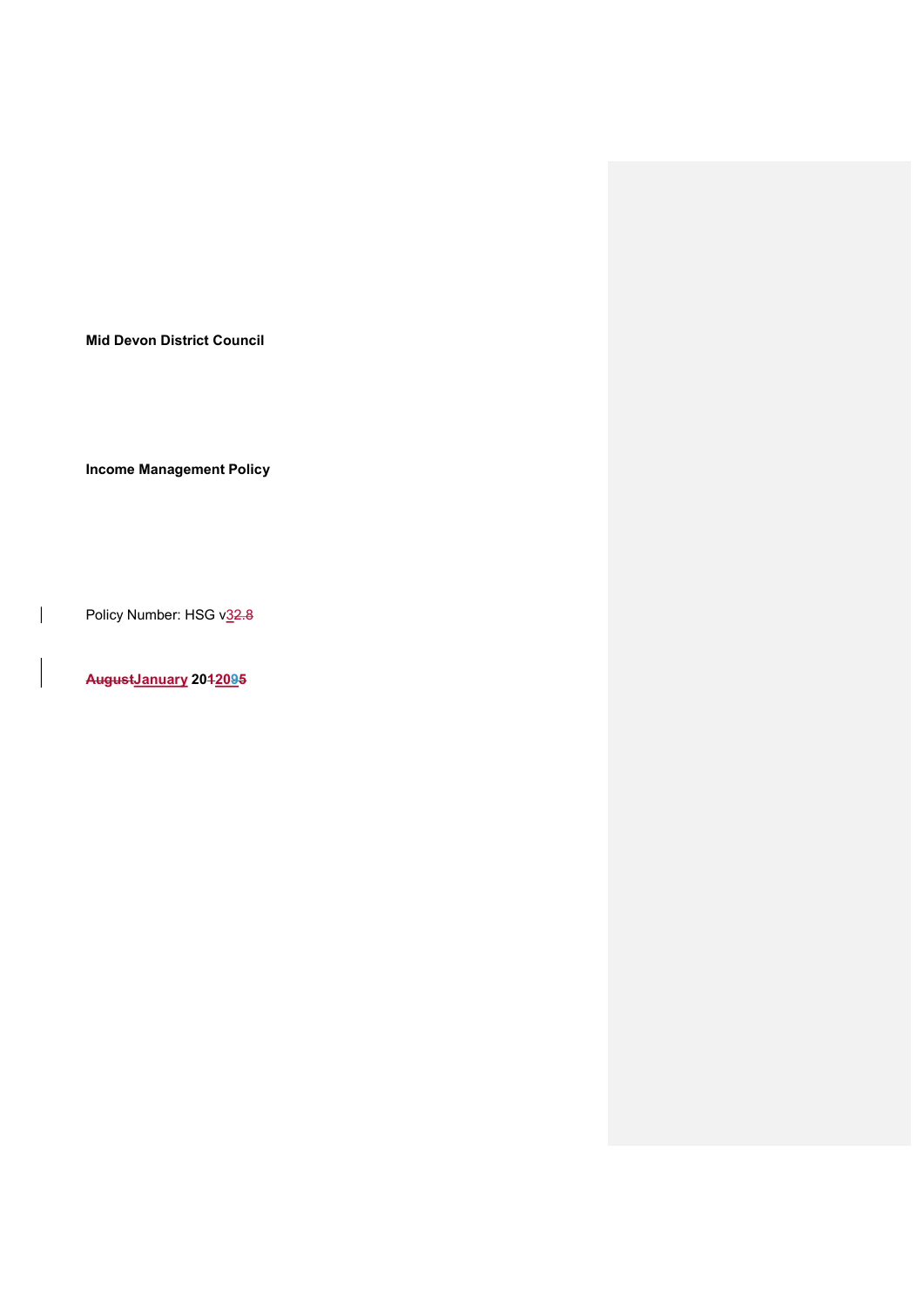**Mid Devon District Council**

**Income Management Policy**

Policy Number: HSG v32.8

**AugustJanuary 2012095**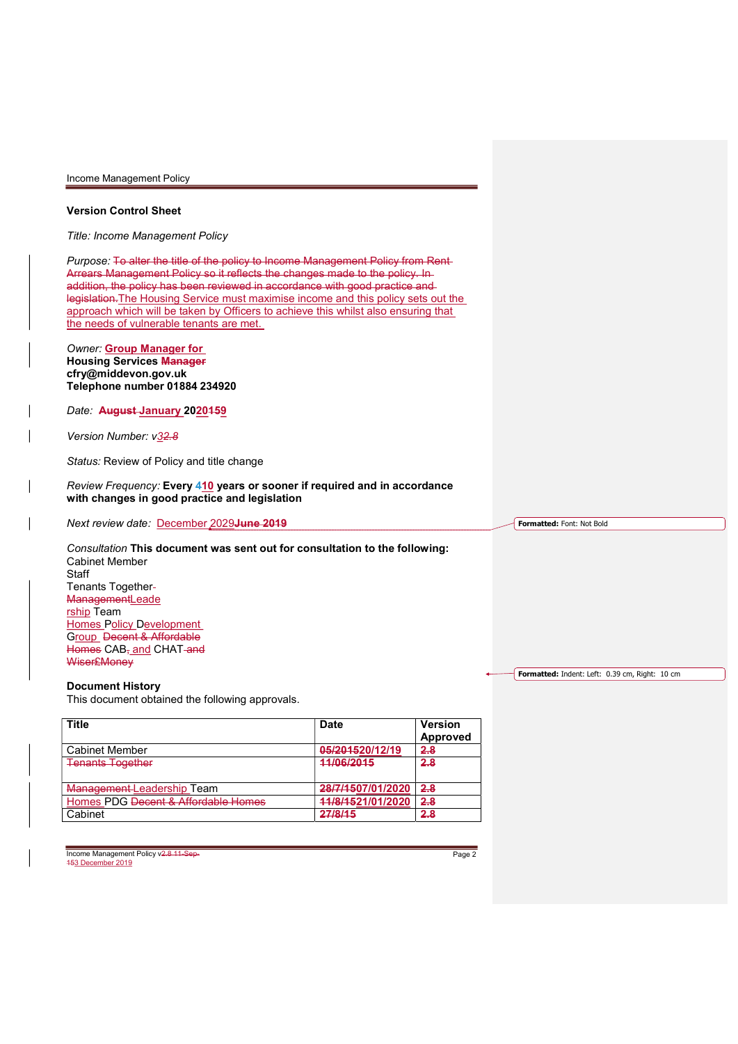## Version Control Sheet

*Title:* *Income Management Policy*

*Purpose:* ~~To alter the title of the policy to Income Management Policy from Rent Arrears Management Policy so it reflects the changes made to the policy. In addition, the policy has been reviewed in accordance with good practice and legislation.~~The Housing Service must maximise income and this policy sets out the approach which will be taken by Officers to achieve this whilst also ensuring that the needs of vulnerable tenants are met.

*Owner:* **Group Manager for Housing Services ~~Manager~~**
**cfry@middevon.gov.uk**
**Telephone number 01884 234920**

*Date:* **~~August~~ January 2020~~159~~**

*Version Number:* *v3~~2.8~~*

*Status:* Review of Policy and title change

*Review Frequency:* **Every ~~4~~10 years or sooner if required and in accordance with changes in good practice and legislation**

*Next review date:* December 2029~~**June 2019**~~

*Consultation* **This document was sent out for consultation to the following:**
Cabinet Member
Staff
Tenants Together
~~Management~~Leadership Team
Homes Policy Development Group ~~Decent & Affordable Homes~~ CAB~~,~~ and CHAT ~~and Wiser£Money~~

**Document History**
This document obtained the following approvals.

| Title | Date | Version Approved |
|---|---|---|
| Cabinet Member | ~~05/2015~~20/12/19 | ~~2.8~~ |
| ~~Tenants Together~~ | ~~11/06/2015~~ | ~~2.8~~ |
| ~~Management~~ Leadership Team | ~~28/7/15~~07/01/2020 | ~~2.8~~ |
| Homes PDG ~~Decent & Affordable Homes~~ | ~~11/8/15~~21/01/2020 | ~~2.8~~ |
| Cabinet | ~~27/8/15~~ | ~~2.8~~ |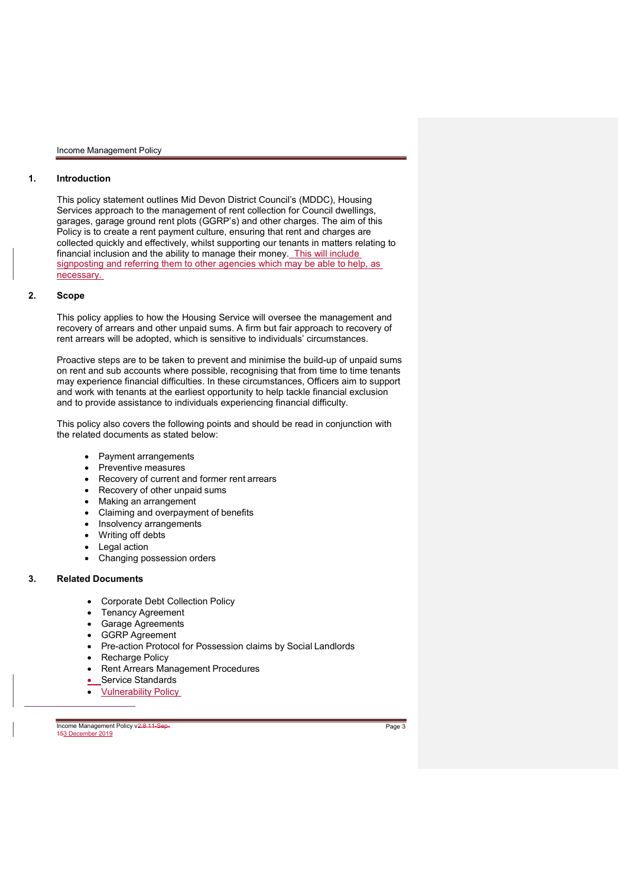## 1. Introduction

This policy statement outlines Mid Devon District Council's (MDDC), Housing Services approach to the management of rent collection for Council dwellings, garages, garage ground rent plots (GGRP's) and other charges. The aim of this Policy is to create a rent payment culture, ensuring that rent and charges are collected quickly and effectively, whilst supporting our tenants in matters relating to financial inclusion and the ability to manage their money. This will include signposting and referring them to other agencies which may be able to help, as necessary.

## 2. Scope

This policy applies to how the Housing Service will oversee the management and recovery of arrears and other unpaid sums. A firm but fair approach to recovery of rent arrears will be adopted, which is sensitive to individuals' circumstances.

Proactive steps are to be taken to prevent and minimise the build-up of unpaid sums on rent and sub accounts where possible, recognising that from time to time tenants may experience financial difficulties. In these circumstances, Officers aim to support and work with tenants at the earliest opportunity to help tackle financial exclusion and to provide assistance to individuals experiencing financial difficulty.

This policy also covers the following points and should be read in conjunction with the related documents as stated below:

- Payment arrangements
- Preventive measures
- Recovery of current and former rent arrears
- Recovery of other unpaid sums
- Making an arrangement
- Claiming and overpayment of benefits
- Insolvency arrangements
- Writing off debts
- Legal action
- Changing possession orders

## 3. Related Documents

- Corporate Debt Collection Policy
- Tenancy Agreement
- Garage Agreements
- GGRP Agreement
- Pre-action Protocol for Possession claims by Social Landlords
- Recharge Policy
- Rent Arrears Management Procedures
- Service Standards
- Vulnerability Policy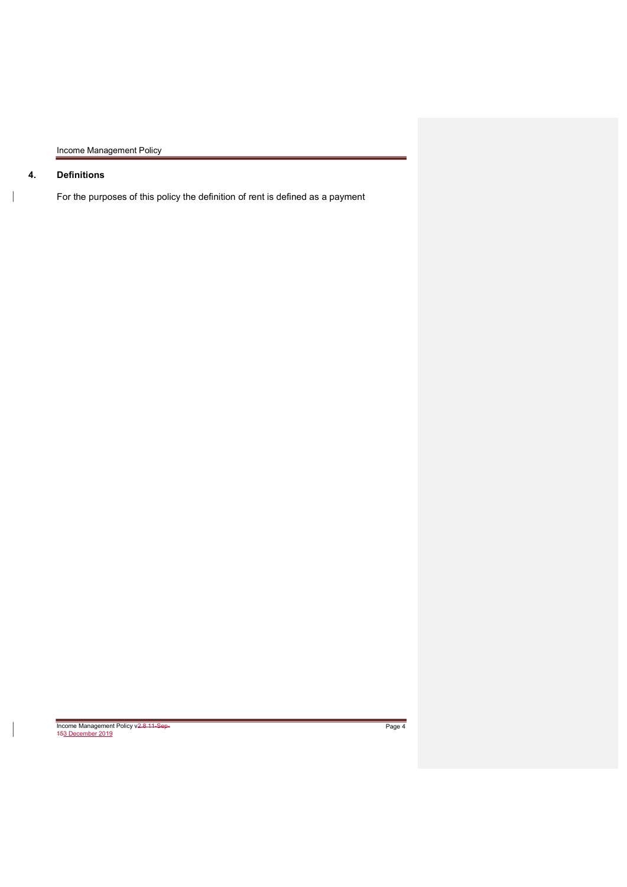## 4. Definitions

For the purposes of this policy the definition of rent is defined as a payment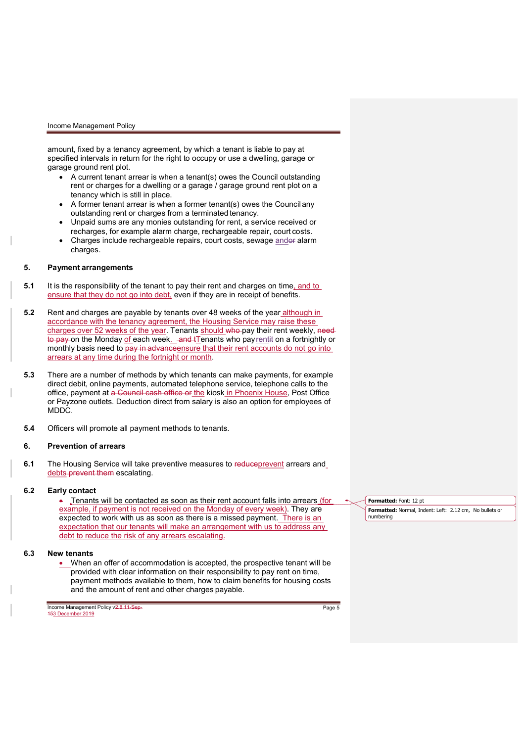amount, fixed by a tenancy agreement, by which a tenant is liable to pay at specified intervals in return for the right to occupy or use a dwelling, garage or garage ground rent plot.

- A current tenant arrear is when a tenant(s) owes the Council outstanding rent or charges for a dwelling or a garage / garage ground rent plot on a tenancy which is still in place.
- A former tenant arrear is when a former tenant(s) owes the Council any outstanding rent or charges from a terminated tenancy.
- Unpaid sums are any monies outstanding for rent, a service received or recharges, for example alarm charge, rechargeable repair, court costs.
- Charges include rechargeable repairs, court costs, sewage and alarm charges.

## 5. Payment arrangements

**5.1** It is the responsibility of the tenant to pay their rent and charges on time, and to ensure that they do not go into debt, even if they are in receipt of benefits.

**5.2** Rent and charges are payable by tenants over 48 weeks of the year although in accordance with the tenancy agreement, the Housing Service may raise these charges over 52 weeks of the year. Tenants should pay their rent weekly, on the Monday of each week. Tenants who pay rent on a fortnightly or monthly basis need to ensure that their rent accounts do not go into arrears at any time during the fortnight or month.

**5.3** There are a number of methods by which tenants can make payments, for example direct debit, online payments, automated telephone service, telephone calls to the office, payment at the kiosk in Phoenix House, Post Office or Payzone outlets. Deduction direct from salary is also an option for employees of MDDC.

**5.4** Officers will promote all payment methods to tenants.

## 6. Prevention of arrears

**6.1** The Housing Service will take preventive measures to prevent arrears and debts escalating.

**6.2 Early contact**

Tenants will be contacted as soon as their rent account falls into arrears (for example, if payment is not received on the Monday of every week). They are expected to work with us as soon as there is a missed payment. There is an expectation that our tenants will make an arrangement with us to address any debt to reduce the risk of any arrears escalating.

**6.3 New tenants**

- When an offer of accommodation is accepted, the prospective tenant will be provided with clear information on their responsibility to pay rent on time, payment methods available to them, how to claim benefits for housing costs and the amount of rent and other charges payable.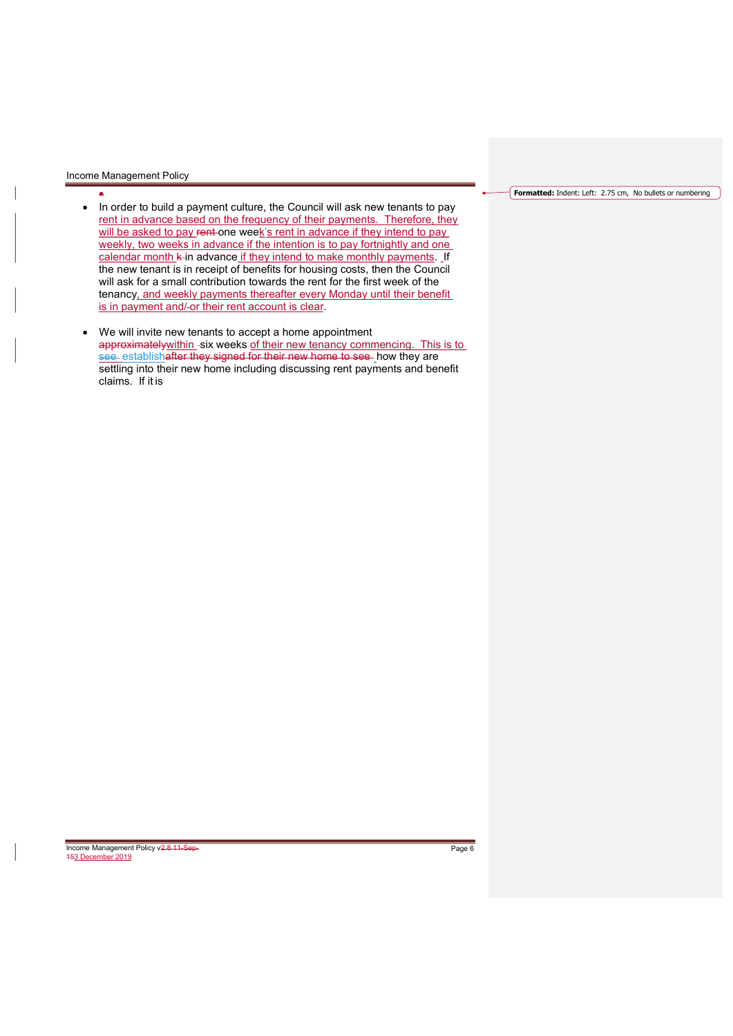- In order to build a payment culture, the Council will ask new tenants to pay rent in advance based on the frequency of their payments. Therefore, they will be asked to pay one week's rent in advance if they intend to pay weekly, two weeks in advance if the intention is to pay fortnightly and one calendar month in advance if they intend to make monthly payments. If the new tenant is in receipt of benefits for housing costs, then the Council will ask for a small contribution towards the rent for the first week of the tenancy, and weekly payments thereafter every Monday until their benefit is in payment and/or their rent account is clear.

- We will invite new tenants to accept a home appointment within six weeks of their new tenancy commencing. This is to establish how they are settling into their new home including discussing rent payments and benefit claims. If it is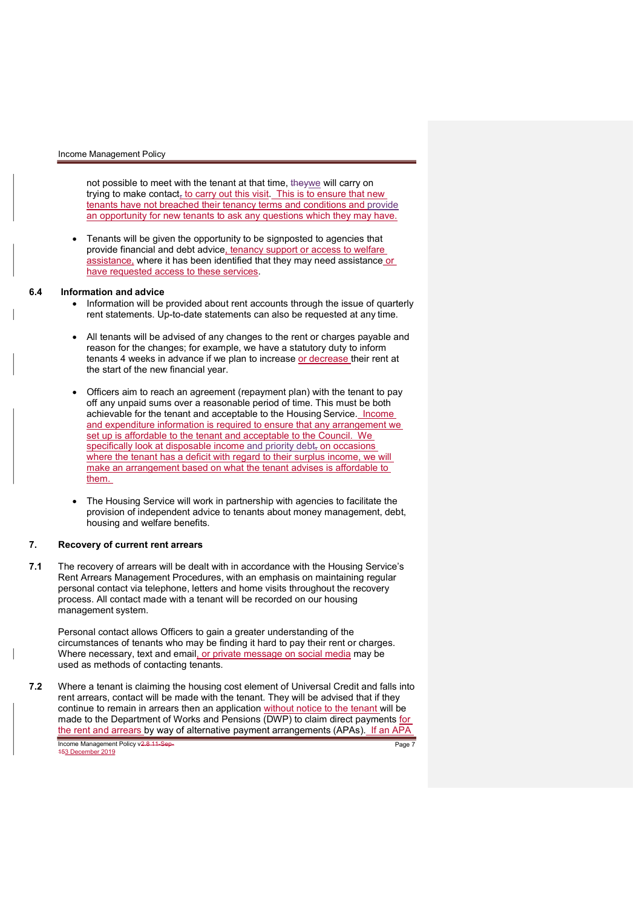not possible to meet with the tenant at that time, we will carry on trying to make contact to carry out this visit. This is to ensure that new tenants have not breached their tenancy terms and conditions and provide an opportunity for new tenants to ask any questions which they may have.

- Tenants will be given the opportunity to be signposted to agencies that provide financial and debt advice, tenancy support or access to welfare assistance, where it has been identified that they may need assistance or have requested access to these services.

## 6.4 Information and advice

- Information will be provided about rent accounts through the issue of quarterly rent statements. Up-to-date statements can also be requested at any time.

- All tenants will be advised of any changes to the rent or charges payable and reason for the changes; for example, we have a statutory duty to inform tenants 4 weeks in advance if we plan to increase or decrease their rent at the start of the new financial year.

- Officers aim to reach an agreement (repayment plan) with the tenant to pay off any unpaid sums over a reasonable period of time. This must be both achievable for the tenant and acceptable to the Housing Service. Income and expenditure information is required to ensure that any arrangement we set up is affordable to the tenant and acceptable to the Council. We specifically look at disposable income and priority debt on occasions where the tenant has a deficit with regard to their surplus income, we will make an arrangement based on what the tenant advises is affordable to them.

- The Housing Service will work in partnership with agencies to facilitate the provision of independent advice to tenants about money management, debt, housing and welfare benefits.

## 7. Recovery of current rent arrears

**7.1** The recovery of arrears will be dealt with in accordance with the Housing Service's Rent Arrears Management Procedures, with an emphasis on maintaining regular personal contact via telephone, letters and home visits throughout the recovery process. All contact made with a tenant will be recorded on our housing management system.

Personal contact allows Officers to gain a greater understanding of the circumstances of tenants who may be finding it hard to pay their rent or charges. Where necessary, text and email, or private message on social media may be used as methods of contacting tenants.

**7.2** Where a tenant is claiming the housing cost element of Universal Credit and falls into rent arrears, contact will be made with the tenant. They will be advised that if they continue to remain in arrears then an application without notice to the tenant will be made to the Department of Works and Pensions (DWP) to claim direct payments for the rent and arrears by way of alternative payment arrangements (APAs). If an APA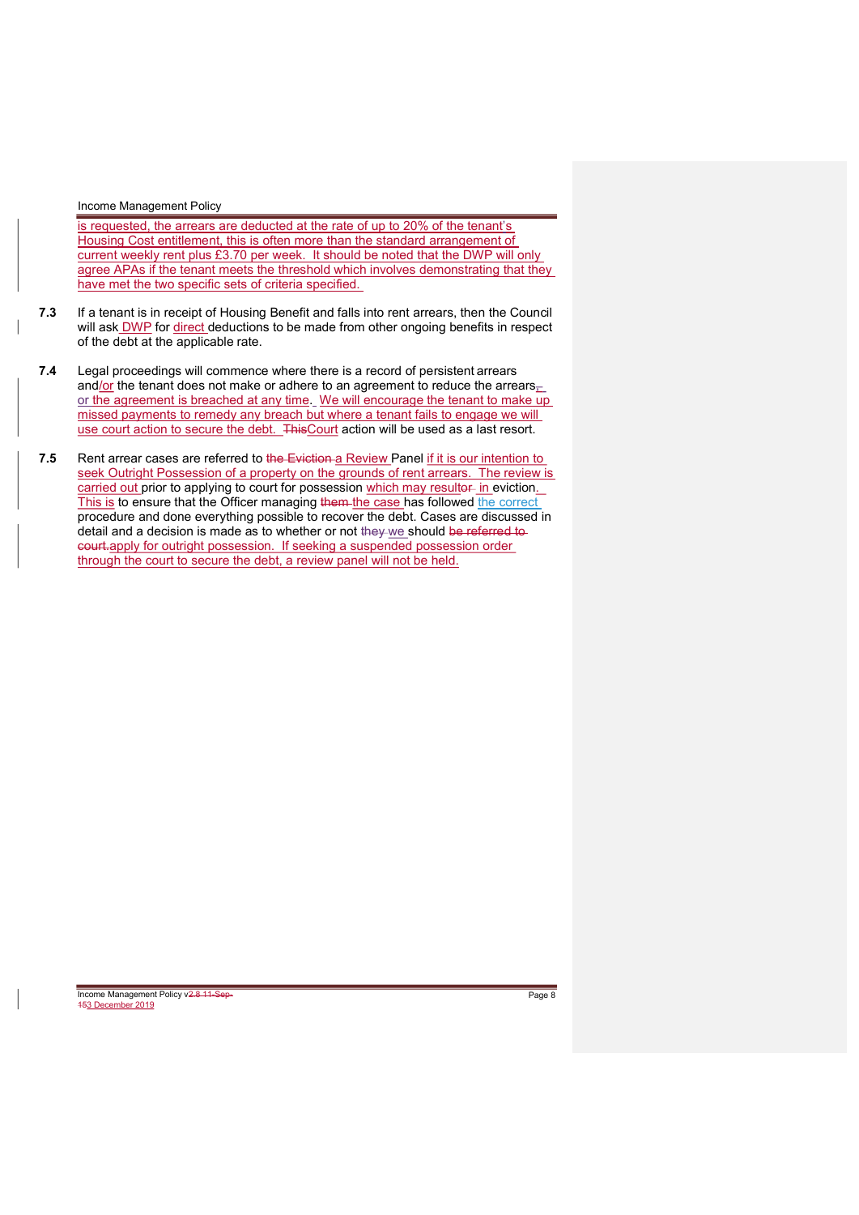is requested, the arrears are deducted at the rate of up to 20% of the tenant's Housing Cost entitlement, this is often more than the standard arrangement of current weekly rent plus £3.70 per week. It should be noted that the DWP will only agree APAs if the tenant meets the threshold which involves demonstrating that they have met the two specific sets of criteria specified.

**7.3** If a tenant is in receipt of Housing Benefit and falls into rent arrears, then the Council will ask DWP for direct deductions to be made from other ongoing benefits in respect of the debt at the applicable rate.

**7.4** Legal proceedings will commence where there is a record of persistent arrears and/or the tenant does not make or adhere to an agreement to reduce the arrears~~,~~ or the agreement is breached at any time. We will encourage the tenant to make up missed payments to remedy any breach but where a tenant fails to engage we will use court action to secure the debt. ~~This~~Court action will be used as a last resort.

**7.5** Rent arrear cases are referred to ~~the Eviction~~ a Review Panel if it is our intention to seek Outright Possession of a property on the grounds of rent arrears. The review is carried out prior to applying to court for possession which may result~~or~~ in eviction. This is to ensure that the Officer managing ~~them~~ the case has followed the correct procedure and done everything possible to recover the debt. Cases are discussed in detail and a decision is made as to whether or not ~~they~~ we should ~~be referred to court.~~apply for outright possession. If seeking a suspended possession order through the court to secure the debt, a review panel will not be held.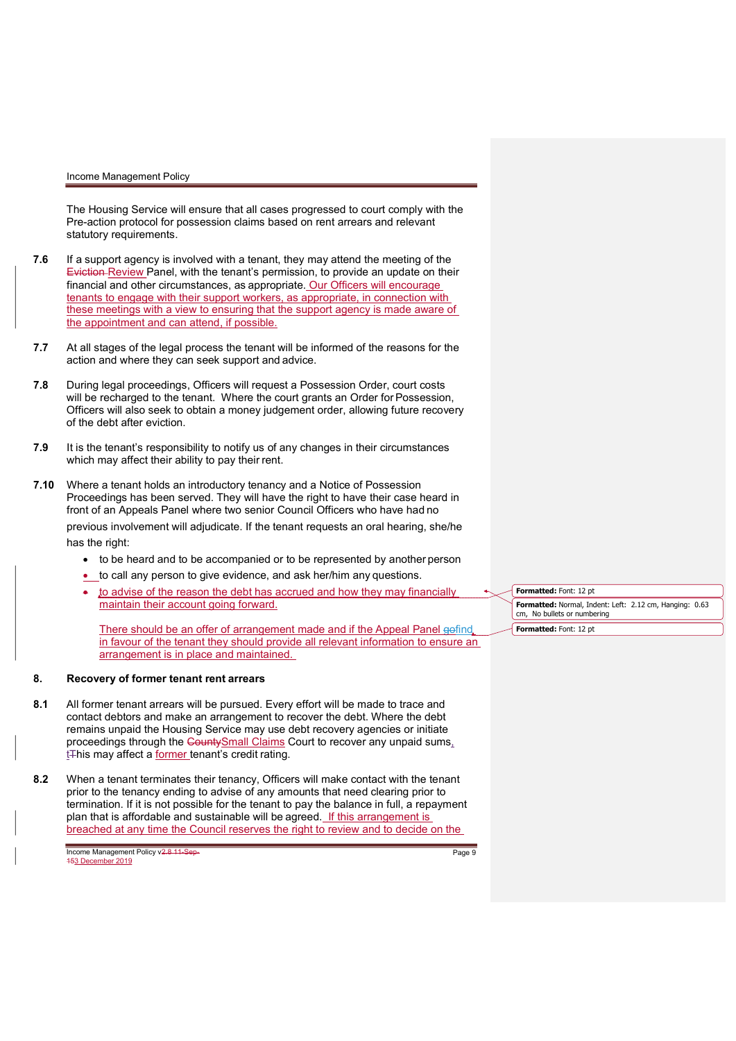The Housing Service will ensure that all cases progressed to court comply with the Pre-action protocol for possession claims based on rent arrears and relevant statutory requirements.

**7.6** If a support agency is involved with a tenant, they may attend the meeting of the Review Panel, with the tenant's permission, to provide an update on their financial and other circumstances, as appropriate. Our Officers will encourage tenants to engage with their support workers, as appropriate, in connection with these meetings with a view to ensuring that the support agency is made aware of the appointment and can attend, if possible.

**7.7** At all stages of the legal process the tenant will be informed of the reasons for the action and where they can seek support and advice.

**7.8** During legal proceedings, Officers will request a Possession Order, court costs will be recharged to the tenant. Where the court grants an Order for Possession, Officers will also seek to obtain a money judgement order, allowing future recovery of the debt after eviction.

**7.9** It is the tenant's responsibility to notify us of any changes in their circumstances which may affect their ability to pay their rent.

**7.10** Where a tenant holds an introductory tenancy and a Notice of Possession Proceedings has been served. They will have the right to have their case heard in front of an Appeals Panel where two senior Council Officers who have had no previous involvement will adjudicate. If the tenant requests an oral hearing, she/he has the right:

- to be heard and to be accompanied or to be represented by another person
- to call any person to give evidence, and ask her/him any questions.
- to advise of the reason the debt has accrued and how they may financially maintain their account going forward.

  There should be an offer of arrangement made and if the Appeal Panel find in favour of the tenant they should provide all relevant information to ensure an arrangement is in place and maintained.

## 8. Recovery of former tenant rent arrears

**8.1** All former tenant arrears will be pursued. Every effort will be made to trace and contact debtors and make an arrangement to recover the debt. Where the debt remains unpaid the Housing Service may use debt recovery agencies or initiate proceedings through the Small Claims Court to recover any unpaid sums, this may affect a former tenant's credit rating.

**8.2** When a tenant terminates their tenancy, Officers will make contact with the tenant prior to the tenancy ending to advise of any amounts that need clearing prior to termination. If it is not possible for the tenant to pay the balance in full, a repayment plan that is affordable and sustainable will be agreed. If this arrangement is breached at any time the Council reserves the right to review and to decide on the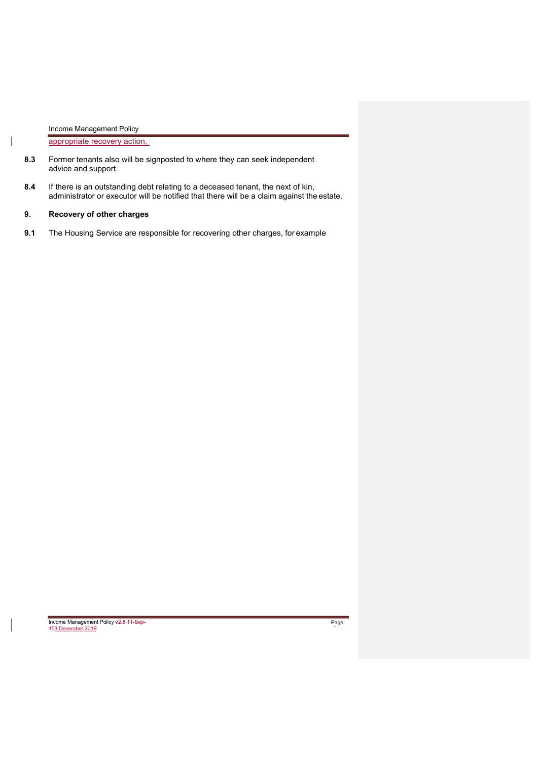appropriate recovery action.

**8.3** Former tenants also will be signposted to where they can seek independent advice and support.

**8.4** If there is an outstanding debt relating to a deceased tenant, the next of kin, administrator or executor will be notified that there will be a claim against the estate.

## 9. Recovery of other charges

**9.1** The Housing Service are responsible for recovering other charges, for example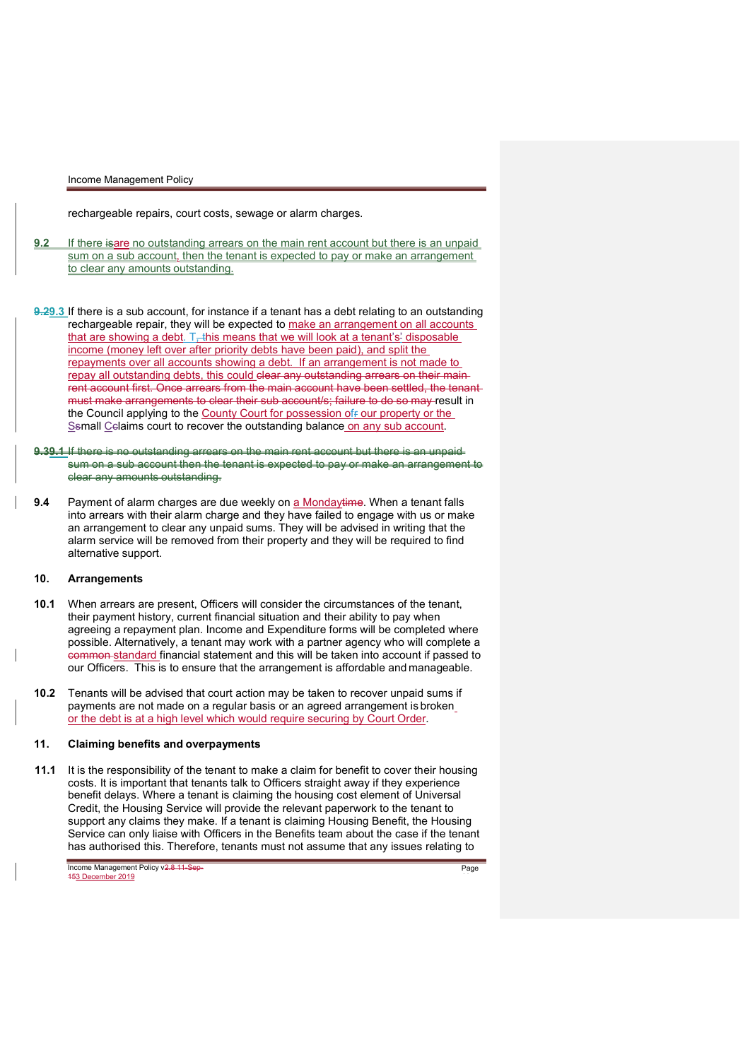rechargeable repairs, court costs, sewage or alarm charges.

**9.2** If there ~~is~~are no outstanding arrears on the main rent account but there is an unpaid sum on a sub account, then the tenant is expected to pay or make an arrangement to clear any amounts outstanding.

~~9.2~~**9.3** If there is a sub account, for instance if a tenant has a debt relating to an outstanding rechargeable repair, they will be expected to make an arrangement on all accounts that are showing a debt. T~~, t~~his means that we will look at a tenant's~~'~~ disposable income (money left over after priority debts have been paid), and split the repayments over all accounts showing a debt. If an arrangement is not made to repay all outstanding debts, this could ~~clear any outstanding arrears on their main rent account first. Once arrears from the main account have been settled, the tenant must make arrangements to clear their sub account/s; failure to do so may~~ result in the Council applying to the County Court for possession of~~r~~ our property or the S~~s~~mall C~~c~~laims court to recover the outstanding balance on any sub account.

~~9.3 9.1 If there is no outstanding arrears on the main rent account but there is an unpaid sum on a sub account then the tenant is expected to pay or make an arrangement to clear any amounts outstanding.~~

**9.4** Payment of alarm charges are due weekly on a Monday~~time~~. When a tenant falls into arrears with their alarm charge and they have failed to engage with us or make an arrangement to clear any unpaid sums. They will be advised in writing that the alarm service will be removed from their property and they will be required to find alternative support.

## 10. Arrangements

**10.1** When arrears are present, Officers will consider the circumstances of the tenant, their payment history, current financial situation and their ability to pay when agreeing a repayment plan. Income and Expenditure forms will be completed where possible. Alternatively, a tenant may work with a partner agency who will complete a ~~common~~ standard financial statement and this will be taken into account if passed to our Officers. This is to ensure that the arrangement is affordable and manageable.

**10.2** Tenants will be advised that court action may be taken to recover unpaid sums if payments are not made on a regular basis or an agreed arrangement is broken or the debt is at a high level which would require securing by Court Order.

## 11. Claiming benefits and overpayments

**11.1** It is the responsibility of the tenant to make a claim for benefit to cover their housing costs. It is important that tenants talk to Officers straight away if they experience benefit delays. Where a tenant is claiming the housing cost element of Universal Credit, the Housing Service will provide the relevant paperwork to the tenant to support any claims they make. If a tenant is claiming Housing Benefit, the Housing Service can only liaise with Officers in the Benefits team about the case if the tenant has authorised this. Therefore, tenants must not assume that any issues relating to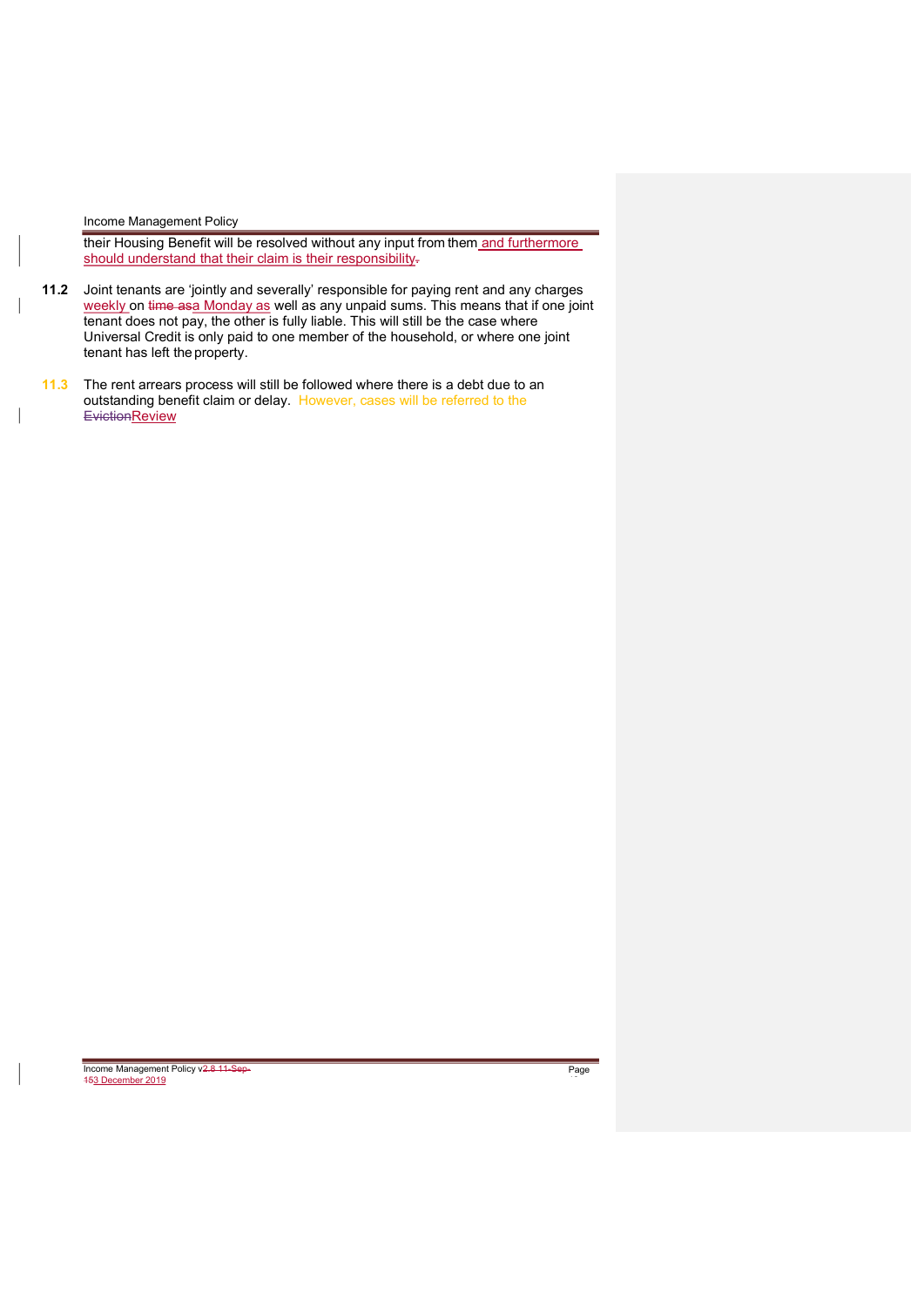their Housing Benefit will be resolved without any input from them and furthermore should understand that their claim is their responsibility.

**11.2** Joint tenants are 'jointly and severally' responsible for paying rent and any charges weekly on a Monday as well as any unpaid sums. This means that if one joint tenant does not pay, the other is fully liable. This will still be the case where Universal Credit is only paid to one member of the household, or where one joint tenant has left the property.

**11.3** The rent arrears process will still be followed where there is a debt due to an outstanding benefit claim or delay. However, cases will be referred to the Review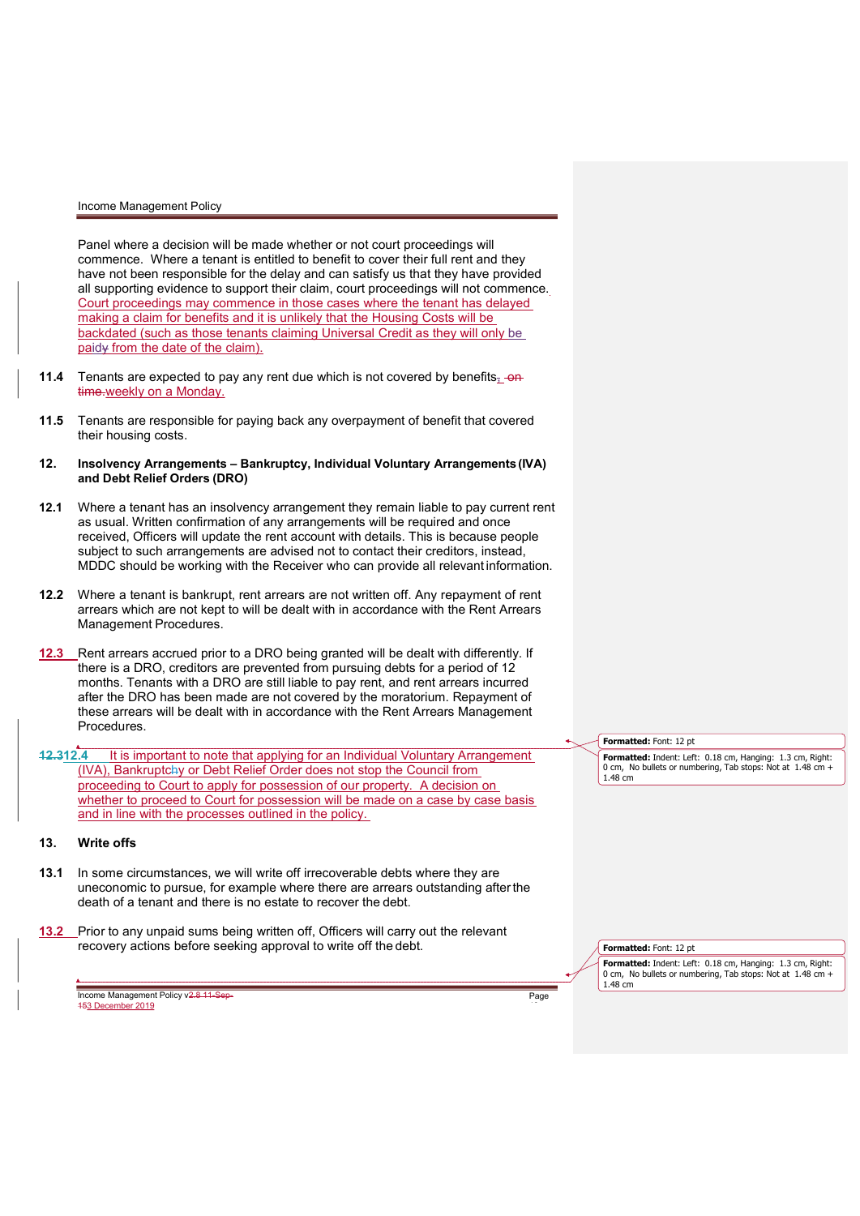Panel where a decision will be made whether or not court proceedings will commence. Where a tenant is entitled to benefit to cover their full rent and they have not been responsible for the delay and can satisfy us that they have provided all supporting evidence to support their claim, court proceedings will not commence. Court proceedings may commence in those cases where the tenant has delayed making a claim for benefits and it is unlikely that the Housing Costs will be backdated (such as those tenants claiming Universal Credit as they will only be paid from the date of the claim).

**11.4** Tenants are expected to pay any rent due which is not covered by benefits weekly on a Monday.

**11.5** Tenants are responsible for paying back any overpayment of benefit that covered their housing costs.

## 12. Insolvency Arrangements – Bankruptcy, Individual Voluntary Arrangements (IVA) and Debt Relief Orders (DRO)

**12.1** Where a tenant has an insolvency arrangement they remain liable to pay current rent as usual. Written confirmation of any arrangements will be required and once received, Officers will update the rent account with details. This is because people subject to such arrangements are advised not to contact their creditors, instead, MDDC should be working with the Receiver who can provide all relevant information.

**12.2** Where a tenant is bankrupt, rent arrears are not written off. Any repayment of rent arrears which are not kept to will be dealt with in accordance with the Rent Arrears Management Procedures.

**12.3** Rent arrears accrued prior to a DRO being granted will be dealt with differently. If there is a DRO, creditors are prevented from pursuing debts for a period of 12 months. Tenants with a DRO are still liable to pay rent, and rent arrears incurred after the DRO has been made are not covered by the moratorium. Repayment of these arrears will be dealt with in accordance with the Rent Arrears Management Procedures.

**12.4** It is important to note that applying for an Individual Voluntary Arrangement (IVA), Bankruptcy or Debt Relief Order does not stop the Council from proceeding to Court to apply for possession of our property. A decision on whether to proceed to Court for possession will be made on a case by case basis and in line with the processes outlined in the policy.

## 13. Write offs

**13.1** In some circumstances, we will write off irrecoverable debts where they are uneconomic to pursue, for example where there are arrears outstanding after the death of a tenant and there is no estate to recover the debt.

**13.2** Prior to any unpaid sums being written off, Officers will carry out the relevant recovery actions before seeking approval to write off the debt.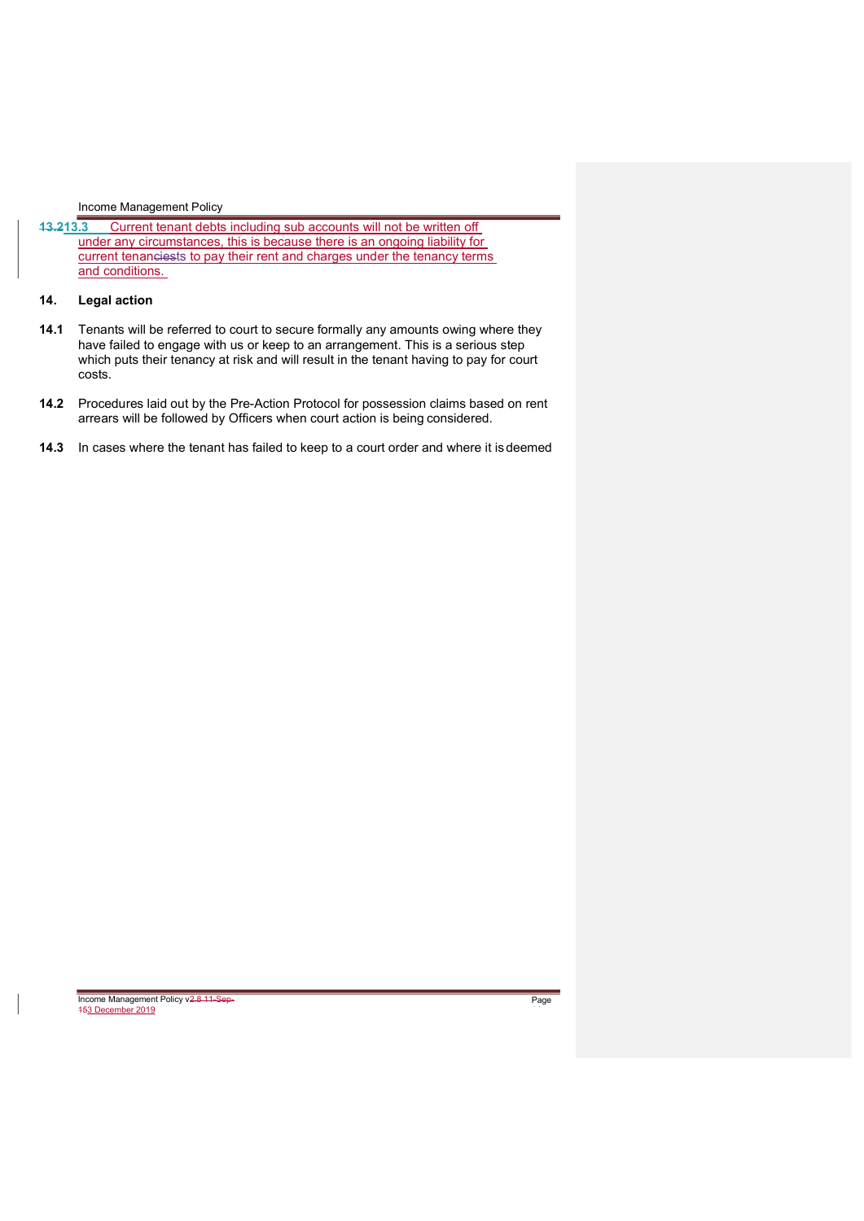13.3 Current tenant debts including sub accounts will not be written off under any circumstances, this is because there is an ongoing liability for current tenancies to pay their rent and charges under the tenancy terms and conditions.

## 14. Legal action

**14.1** Tenants will be referred to court to secure formally any amounts owing where they have failed to engage with us or keep to an arrangement. This is a serious step which puts their tenancy at risk and will result in the tenant having to pay for court costs.

**14.2** Procedures laid out by the Pre-Action Protocol for possession claims based on rent arrears will be followed by Officers when court action is being considered.

**14.3** In cases where the tenant has failed to keep to a court order and where it is deemed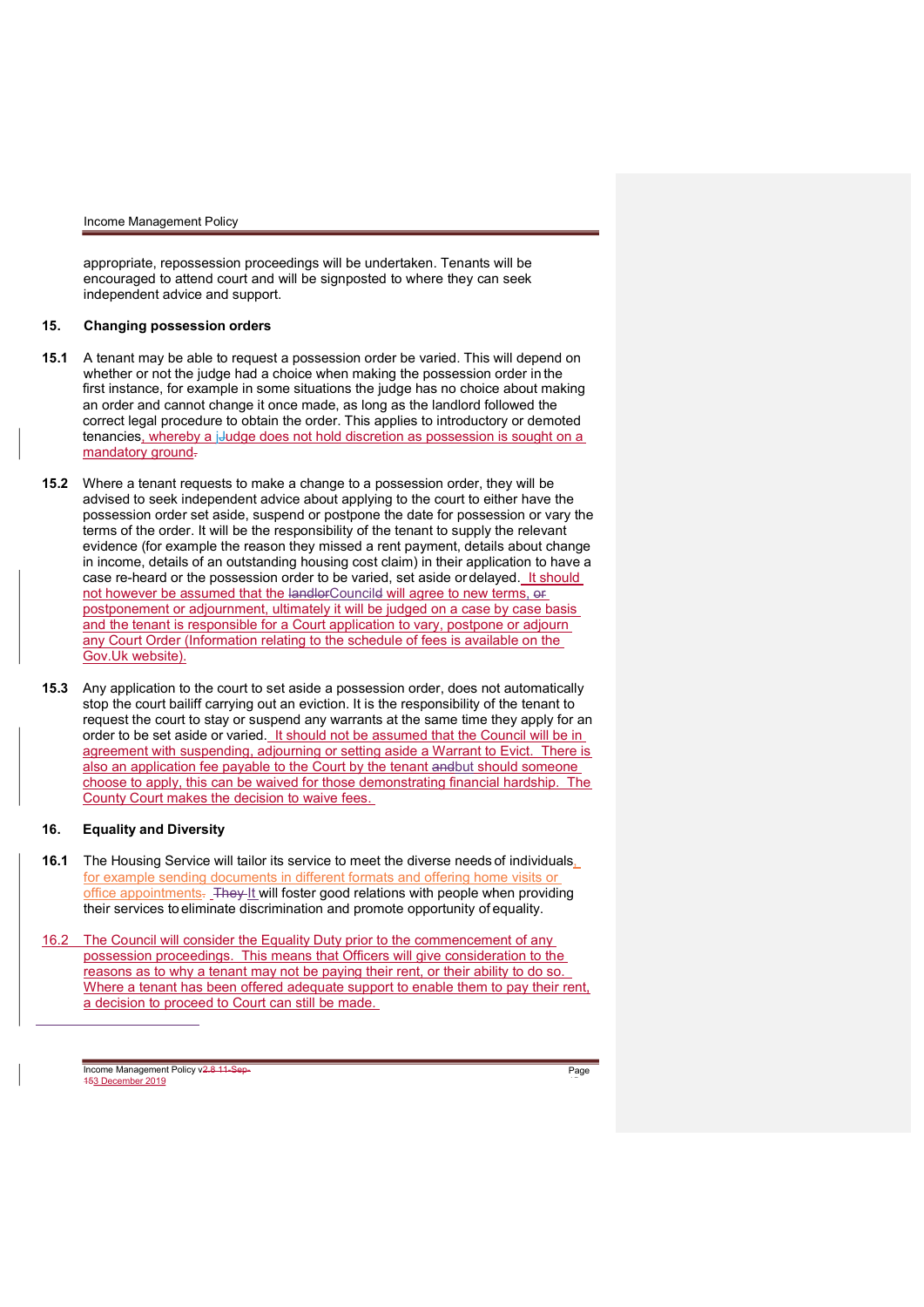appropriate, repossession proceedings will be undertaken. Tenants will be encouraged to attend court and will be signposted to where they can seek independent advice and support.

## 15. Changing possession orders

**15.1** A tenant may be able to request a possession order be varied. This will depend on whether or not the judge had a choice when making the possession order in the first instance, for example in some situations the judge has no choice about making an order and cannot change it once made, as long as the landlord followed the correct legal procedure to obtain the order. This applies to introductory or demoted tenancies, whereby a Judge does not hold discretion as possession is sought on a mandatory ground.

**15.2** Where a tenant requests to make a change to a possession order, they will be advised to seek independent advice about applying to the court to either have the possession order set aside, suspend or postpone the date for possession or vary the terms of the order. It will be the responsibility of the tenant to supply the relevant evidence (for example the reason they missed a rent payment, details about change in income, details of an outstanding housing cost claim) in their application to have a case re-heard or the possession order to be varied, set aside or delayed. It should not however be assumed that the Council will agree to new terms, postponement or adjournment, ultimately it will be judged on a case by case basis and the tenant is responsible for a Court application to vary, postpone or adjourn any Court Order (Information relating to the schedule of fees is available on the Gov.Uk website).

**15.3** Any application to the court to set aside a possession order, does not automatically stop the court bailiff carrying out an eviction. It is the responsibility of the tenant to request the court to stay or suspend any warrants at the same time they apply for an order to be set aside or varied. It should not be assumed that the Council will be in agreement with suspending, adjourning or setting aside a Warrant to Evict. There is also an application fee payable to the Court by the tenant but should someone choose to apply, this can be waived for those demonstrating financial hardship. The County Court makes the decision to waive fees.

## 16. Equality and Diversity

**16.1** The Housing Service will tailor its service to meet the diverse needs of individuals, for example sending documents in different formats and offering home visits or office appointments. It will foster good relations with people when providing their services to eliminate discrimination and promote opportunity of equality.

16.2 The Council will consider the Equality Duty prior to the commencement of any possession proceedings. This means that Officers will give consideration to the reasons as to why a tenant may not be paying their rent, or their ability to do so. Where a tenant has been offered adequate support to enable them to pay their rent, a decision to proceed to Court can still be made.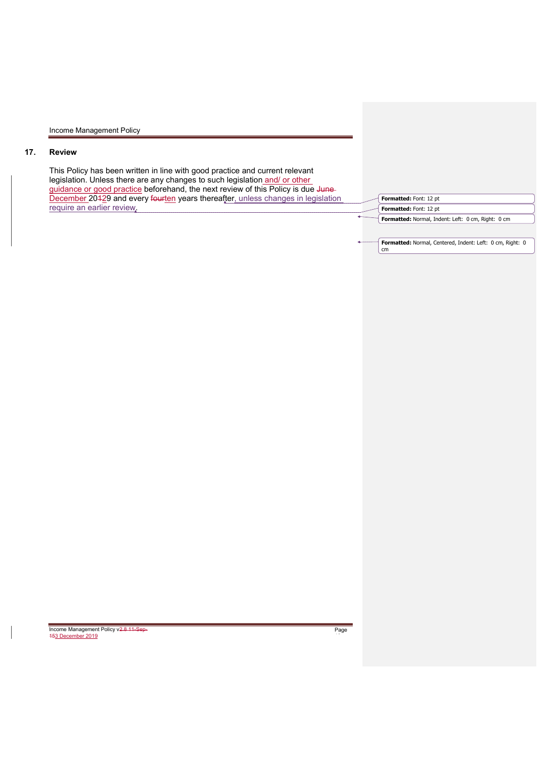## 17. Review

This Policy has been written in line with good practice and current relevant legislation. Unless there are any changes to such legislation and/ or other guidance or good practice beforehand, the next review of this Policy is due December 2029 and every ten years thereafter, unless changes in legislation require an earlier review.